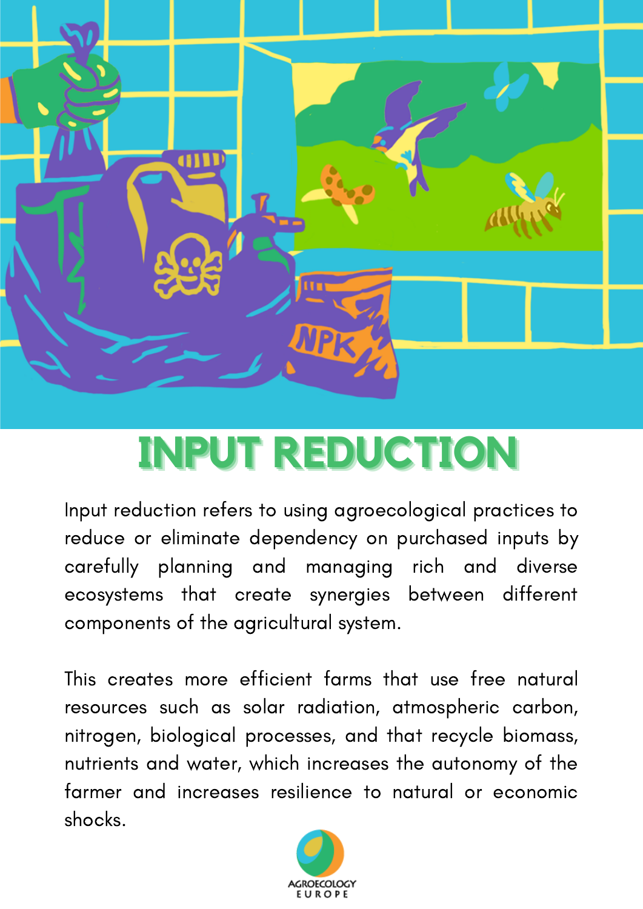# INPUT REDUCTION

Input reduction refers to using agroecological practices to reduce or eliminate dependency on purchased inputs by carefully planning and managing rich and diverse ecosystems that create synergies between different components of the agricultural system.

This creates more efficient farms that use free natural resources such as solar radiation, atmospheric carbon, nitrogen, biological processes, and that recycle biomass, nutrients and water, which increases the autonomy of the farmer and increases resilience to natural or economic shocks.

AGROECOLOGY EUROPE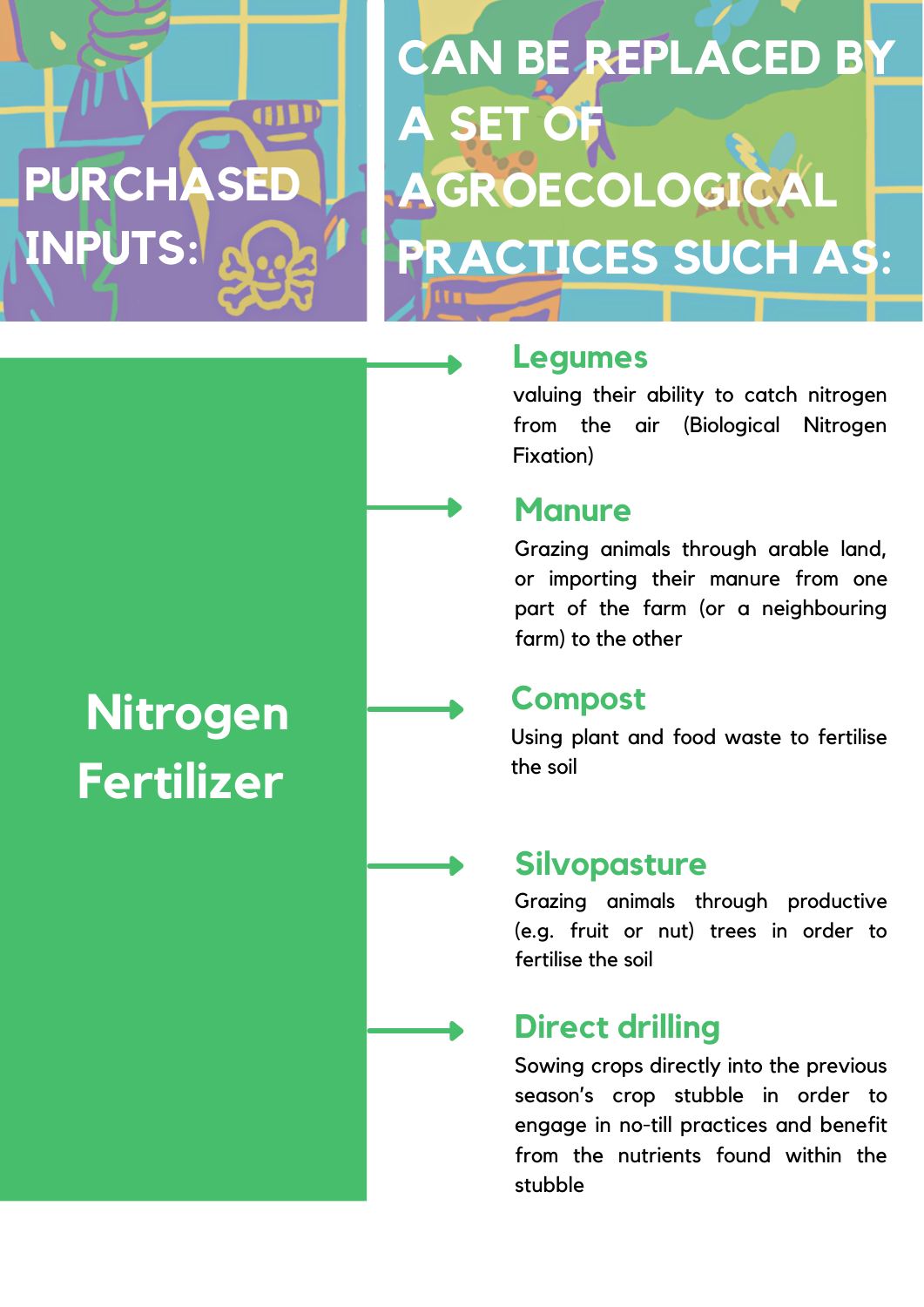# PURCHASED INPUTS:

# CAN BE REPLACED BY A SET OF AGROECOLOGICAL PRACTICES SUCH AS:

## Nitrogen Fertilizer

### Legumes

valuing their ability to catch nitrogen from the air (Biological Nitrogen Fixation)

### Manure

Grazing animals through arable land, or importing their manure from one part of the farm (or a neighbouring farm) to the other

### Compost

Using plant and food waste to fertilise the soil

### Silvopasture

Grazing animals through productive (e.g. fruit or nut) trees in order to fertilise the soil

### Direct drilling

Sowing crops directly into the previous season's crop stubble in order to engage in no-till practices and benefit from the nutrients found within the stubble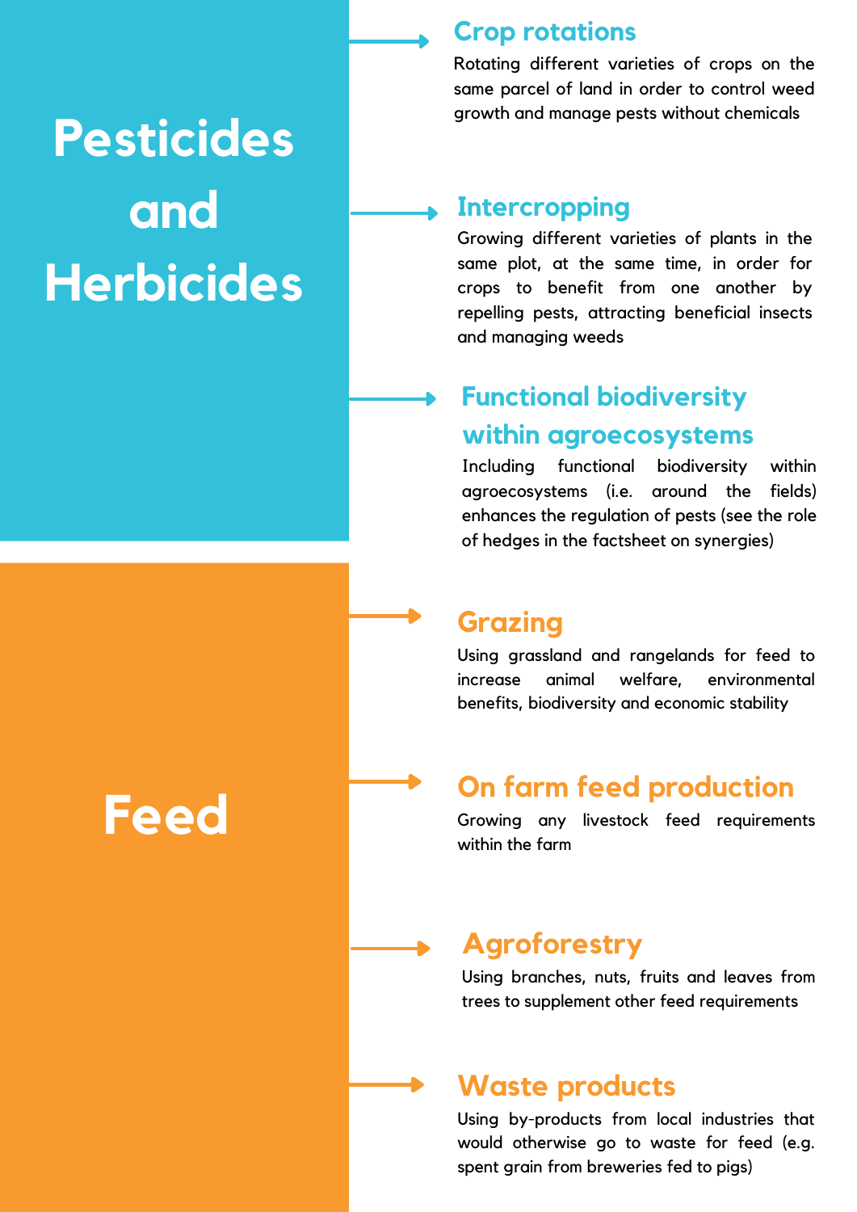# Pesticides and Herbicides

## Crop rotations

Rotating different varieties of crops on the same parcel of land in order to control weed growth and manage pests without chemicals

## Intercropping

Growing different varieties of plants in the same plot, at the same time, in order for crops to benefit from one another by repelling pests, attracting beneficial insects and managing weeds

## Functional biodiversity within agroecosystems

Including functional biodiversity within agroecosystems (i.e. around the fields) enhances the regulation of pests (see the role of hedges in the factsheet on synergies)

# Feed

## Grazing

Using grassland and rangelands for feed to increase animal welfare, environmental benefits, biodiversity and economic stability

## On farm feed production

Growing any livestock feed requirements within the farm

## Agroforestry

Using branches, nuts, fruits and leaves from trees to supplement other feed requirements

## Waste products

Using by-products from local industries that would otherwise go to waste for feed (e.g. spent grain from breweries fed to pigs)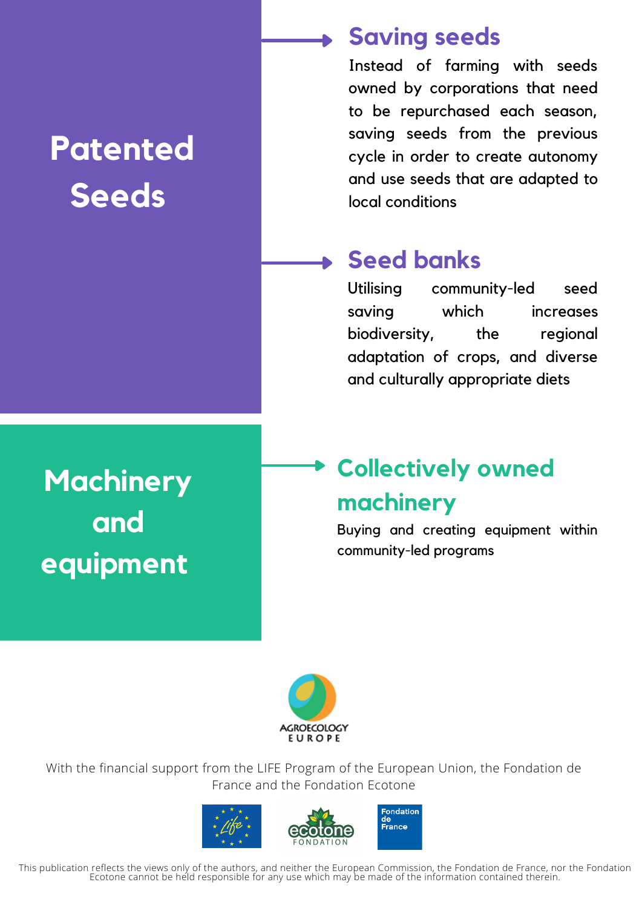## Patented Seeds

### Saving seeds

Instead of farming with seeds owned by corporations that need to be repurchased each season, saving seeds from the previous cycle in order to create autonomy and use seeds that are adapted to local conditions

### Seed banks

Utilising community-led seed saving which increases biodiversity, the regional adaptation of crops, and diverse and culturally appropriate diets

## Machinery and equipment

### Collectively owned machinery

Buying and creating equipment within community-led programs

AGROECOLOGY EUROPE

With the financial support from the LIFE Program of the European Union, the Fondation de France and the Fondation Ecotone

This publication reflects the views only of the authors, and neither the European Commission, the Fondation de France, nor the Fondation Ecotone cannot be held responsible for any use which may be made of the information contained therein.